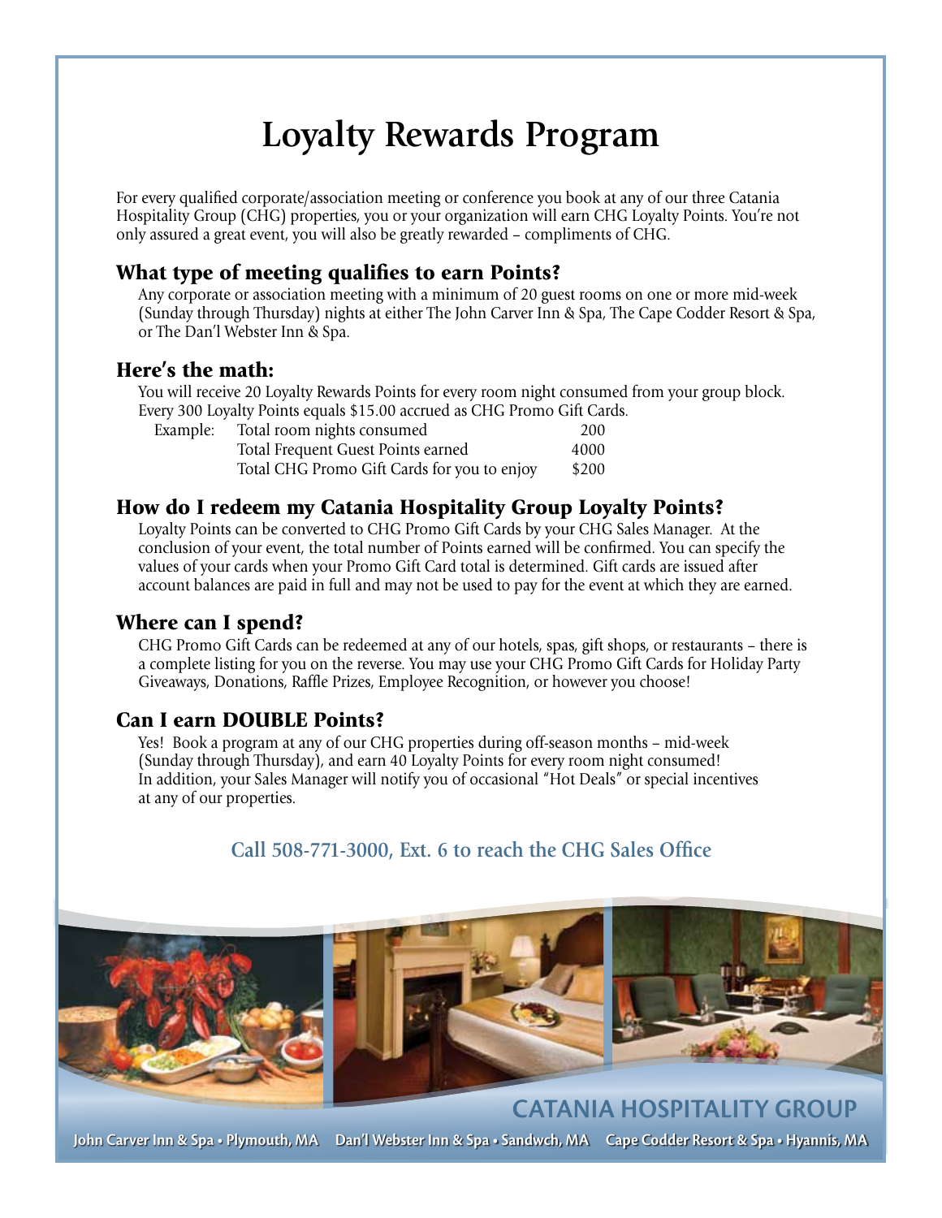# Loyalty Rewards Program

For every qualified corporate/association meeting or conference you book at any of our three Catania Hospitality Group (CHG) properties, you or your organization will earn CHG Loyalty Points. You're not only assured a great event, you will also be greatly rewarded – compliments of CHG.

## What type of meeting qualifies to earn Points?

Any corporate or association meeting with a minimum of 20 guest rooms on one or more mid-week (Sunday through Thursday) nights at either The John Carver Inn & Spa, The Cape Codder Resort & Spa, or The Dan'l Webster Inn & Spa.

## Here's the math:

You will receive 20 Loyalty Rewards Points for every room night consumed from your group block. Every 300 Loyalty Points equals $15.00 accrued as CHG Promo Gift Cards.

| Example: | | |
|---|---|---|
| | Total room nights consumed | 200 |
| | Total Frequent Guest Points earned | 4000 |
| | Total CHG Promo Gift Cards for you to enjoy | $200 |

## How do I redeem my Catania Hospitality Group Loyalty Points?

Loyalty Points can be converted to CHG Promo Gift Cards by your CHG Sales Manager. At the conclusion of your event, the total number of Points earned will be confirmed. You can specify the values of your cards when your Promo Gift Card total is determined. Gift cards are issued after account balances are paid in full and may not be used to pay for the event at which they are earned.

## Where can I spend?

CHG Promo Gift Cards can be redeemed at any of our hotels, spas, gift shops, or restaurants – there is a complete listing for you on the reverse. You may use your CHG Promo Gift Cards for Holiday Party Giveaways, Donations, Raffle Prizes, Employee Recognition, or however you choose!

## Can I earn DOUBLE Points?

Yes! Book a program at any of our CHG properties during off-season months – mid-week (Sunday through Thursday), and earn 40 Loyalty Points for every room night consumed! In addition, your Sales Manager will notify you of occasional "Hot Deals" or special incentives at any of our properties.

**Call 508-771-3000, Ext. 6 to reach the CHG Sales Office**

**CATANIA HOSPITALITY GROUP**

John Carver Inn & Spa • Plymouth, MA   Dan'l Webster Inn & Spa • Sandwch, MA   Cape Codder Resort & Spa • Hyannis, MA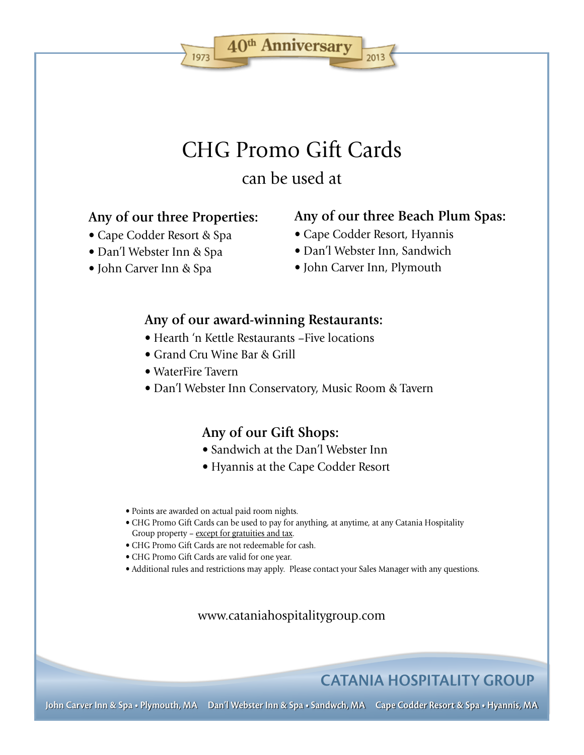1973 40th Anniversary 2013

# CHG Promo Gift Cards

## can be used at

### Any of our three Properties:

- Cape Codder Resort & Spa
- Dan'l Webster Inn & Spa
- John Carver Inn & Spa

### Any of our three Beach Plum Spas:

- Cape Codder Resort, Hyannis
- Dan'l Webster Inn, Sandwich
- John Carver Inn, Plymouth

### Any of our award-winning Restaurants:

- Hearth 'n Kettle Restaurants –Five locations
- Grand Cru Wine Bar & Grill
- WaterFire Tavern
- Dan'l Webster Inn Conservatory, Music Room & Tavern

### Any of our Gift Shops:

- Sandwich at the Dan'l Webster Inn
- Hyannis at the Cape Codder Resort

- Points are awarded on actual paid room nights.
- CHG Promo Gift Cards can be used to pay for anything, at anytime, at any Catania Hospitality Group property – except for gratuities and tax.
- CHG Promo Gift Cards are not redeemable for cash.
- CHG Promo Gift Cards are valid for one year.
- Additional rules and restrictions may apply. Please contact your Sales Manager with any questions.

www.cataniahospitalitygroup.com

**CATANIA HOSPITALITY GROUP**

John Carver Inn & Spa • Plymouth, MA    Dan'l Webster Inn & Spa • Sandwch, MA    Cape Codder Resort & Spa • Hyannis, MA